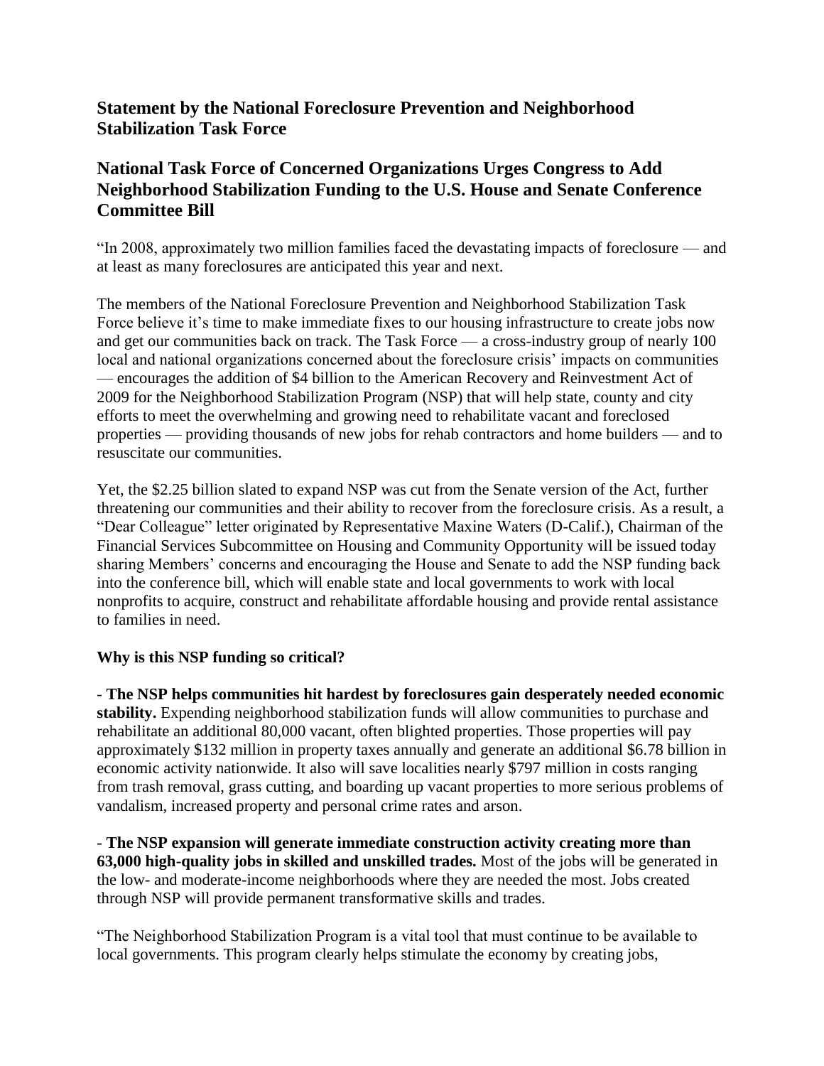## Statement by the National Foreclosure Prevention and Neighborhood Stabilization Task Force

## National Task Force of Concerned Organizations Urges Congress to Add Neighborhood Stabilization Funding to the U.S. House and Senate Conference Committee Bill

"In 2008, approximately two million families faced the devastating impacts of foreclosure — and at least as many foreclosures are anticipated this year and next.

The members of the National Foreclosure Prevention and Neighborhood Stabilization Task Force believe it's time to make immediate fixes to our housing infrastructure to create jobs now and get our communities back on track. The Task Force — a cross-industry group of nearly 100 local and national organizations concerned about the foreclosure crisis' impacts on communities — encourages the addition of $4 billion to the American Recovery and Reinvestment Act of 2009 for the Neighborhood Stabilization Program (NSP) that will help state, county and city efforts to meet the overwhelming and growing need to rehabilitate vacant and foreclosed properties — providing thousands of new jobs for rehab contractors and home builders — and to resuscitate our communities.

Yet, the $2.25 billion slated to expand NSP was cut from the Senate version of the Act, further threatening our communities and their ability to recover from the foreclosure crisis. As a result, a "Dear Colleague" letter originated by Representative Maxine Waters (D-Calif.), Chairman of the Financial Services Subcommittee on Housing and Community Opportunity will be issued today sharing Members' concerns and encouraging the House and Senate to add the NSP funding back into the conference bill, which will enable state and local governments to work with local nonprofits to acquire, construct and rehabilitate affordable housing and provide rental assistance to families in need.

**Why is this NSP funding so critical?**

- **The NSP helps communities hit hardest by foreclosures gain desperately needed economic stability.** Expending neighborhood stabilization funds will allow communities to purchase and rehabilitate an additional 80,000 vacant, often blighted properties. Those properties will pay approximately $132 million in property taxes annually and generate an additional $6.78 billion in economic activity nationwide. It also will save localities nearly $797 million in costs ranging from trash removal, grass cutting, and boarding up vacant properties to more serious problems of vandalism, increased property and personal crime rates and arson.

- **The NSP expansion will generate immediate construction activity creating more than 63,000 high-quality jobs in skilled and unskilled trades.** Most of the jobs will be generated in the low- and moderate-income neighborhoods where they are needed the most. Jobs created through NSP will provide permanent transformative skills and trades.

"The Neighborhood Stabilization Program is a vital tool that must continue to be available to local governments. This program clearly helps stimulate the economy by creating jobs,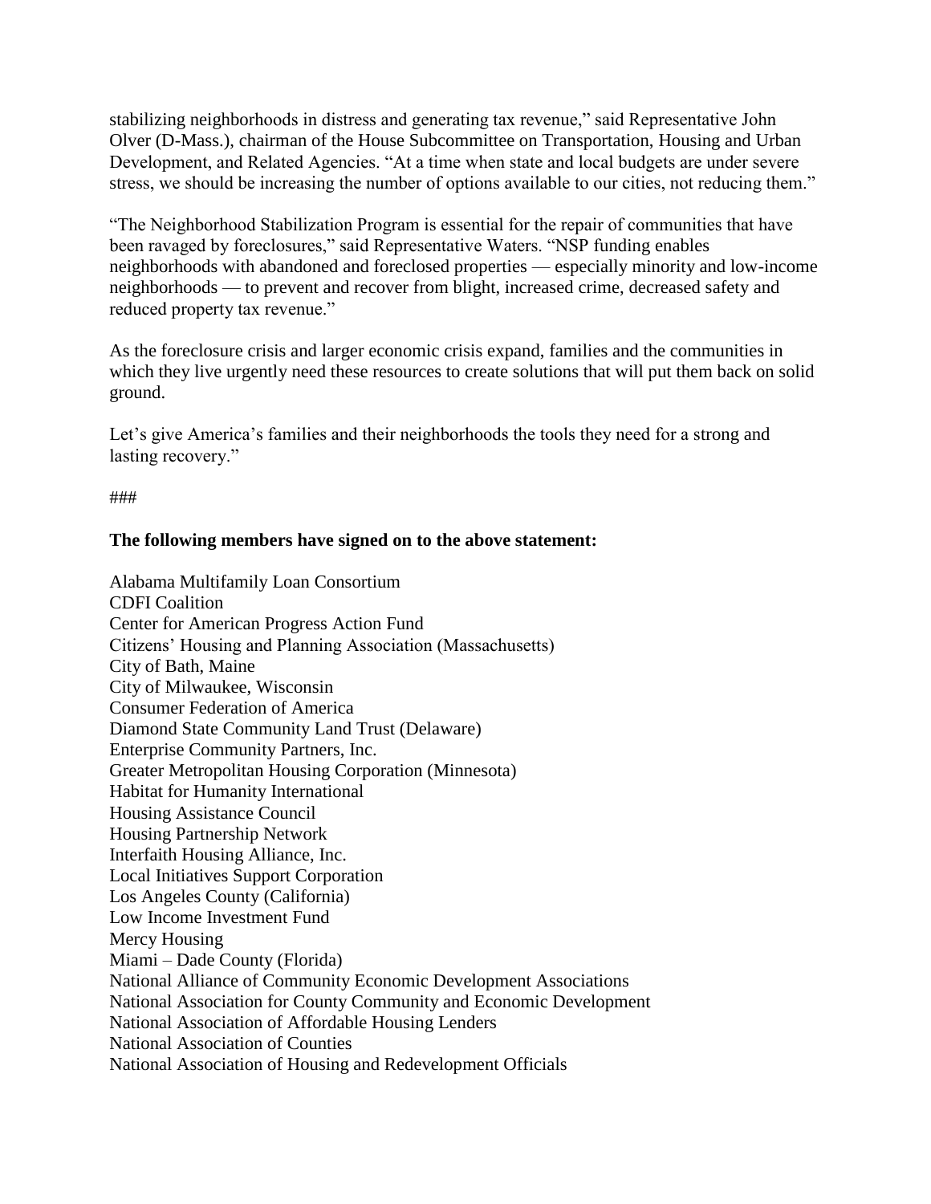stabilizing neighborhoods in distress and generating tax revenue," said Representative John Olver (D-Mass.), chairman of the House Subcommittee on Transportation, Housing and Urban Development, and Related Agencies. "At a time when state and local budgets are under severe stress, we should be increasing the number of options available to our cities, not reducing them."

"The Neighborhood Stabilization Program is essential for the repair of communities that have been ravaged by foreclosures," said Representative Waters. "NSP funding enables neighborhoods with abandoned and foreclosed properties — especially minority and low-income neighborhoods — to prevent and recover from blight, increased crime, decreased safety and reduced property tax revenue."

As the foreclosure crisis and larger economic crisis expand, families and the communities in which they live urgently need these resources to create solutions that will put them back on solid ground.

Let's give America's families and their neighborhoods the tools they need for a strong and lasting recovery."

###

**The following members have signed on to the above statement:**

Alabama Multifamily Loan Consortium
CDFI Coalition
Center for American Progress Action Fund
Citizens' Housing and Planning Association (Massachusetts)
City of Bath, Maine
City of Milwaukee, Wisconsin
Consumer Federation of America
Diamond State Community Land Trust (Delaware)
Enterprise Community Partners, Inc.
Greater Metropolitan Housing Corporation (Minnesota)
Habitat for Humanity International
Housing Assistance Council
Housing Partnership Network
Interfaith Housing Alliance, Inc.
Local Initiatives Support Corporation
Los Angeles County (California)
Low Income Investment Fund
Mercy Housing
Miami – Dade County (Florida)
National Alliance of Community Economic Development Associations
National Association for County Community and Economic Development
National Association of Affordable Housing Lenders
National Association of Counties
National Association of Housing and Redevelopment Officials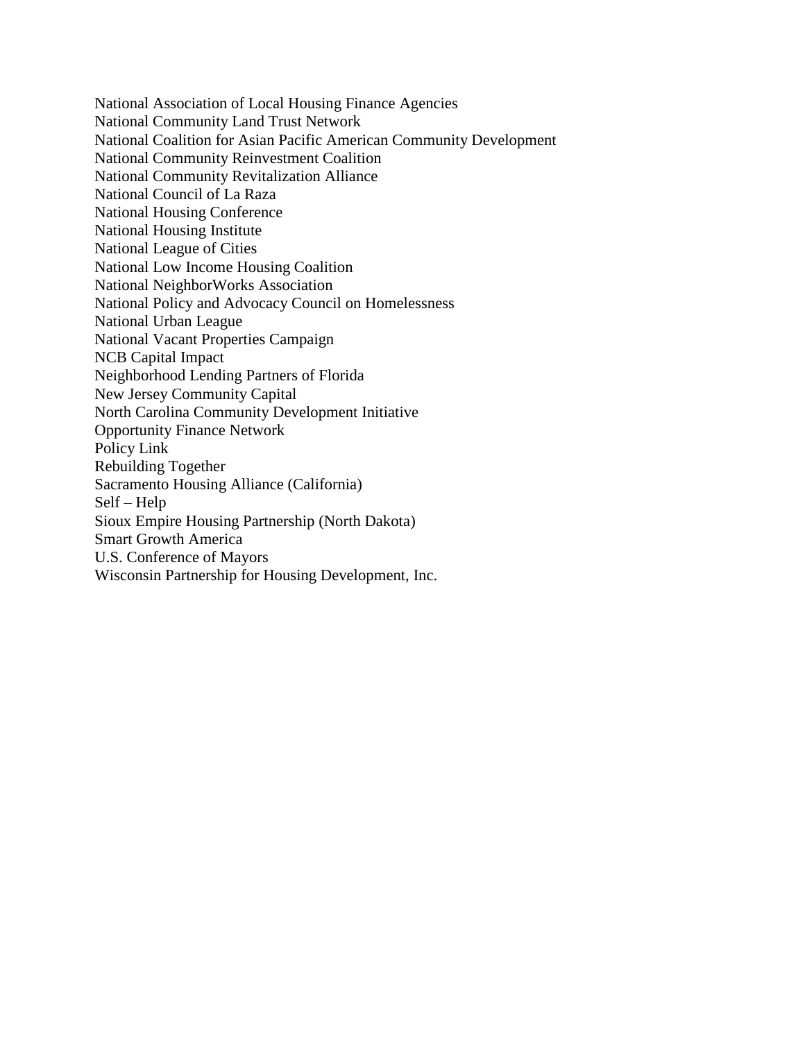National Association of Local Housing Finance Agencies
National Community Land Trust Network
National Coalition for Asian Pacific American Community Development
National Community Reinvestment Coalition
National Community Revitalization Alliance
National Council of La Raza
National Housing Conference
National Housing Institute
National League of Cities
National Low Income Housing Coalition
National NeighborWorks Association
National Policy and Advocacy Council on Homelessness
National Urban League
National Vacant Properties Campaign
NCB Capital Impact
Neighborhood Lending Partners of Florida
New Jersey Community Capital
North Carolina Community Development Initiative
Opportunity Finance Network
Policy Link
Rebuilding Together
Sacramento Housing Alliance (California)
Self – Help
Sioux Empire Housing Partnership (North Dakota)
Smart Growth America
U.S. Conference of Mayors
Wisconsin Partnership for Housing Development, Inc.